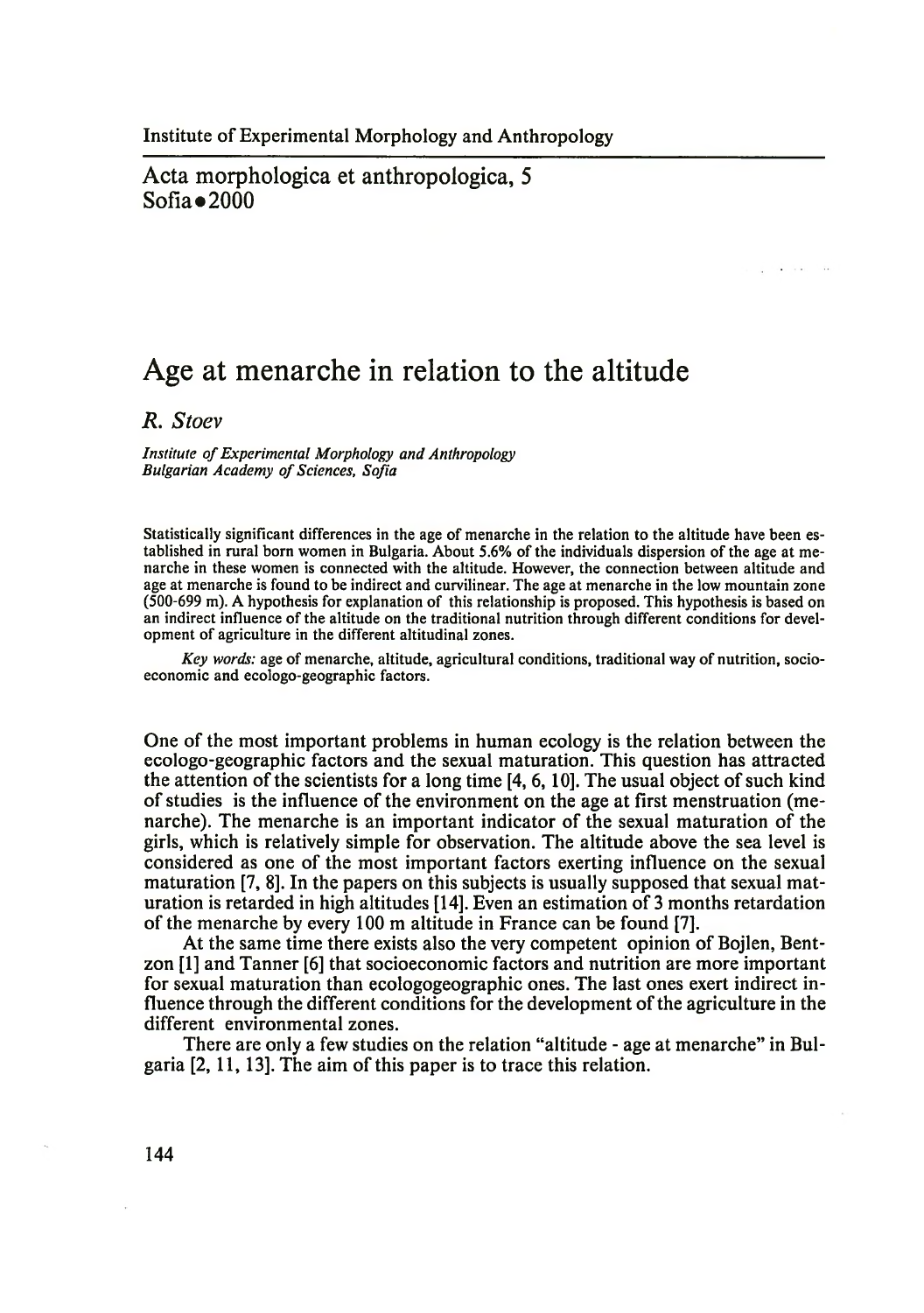Institute of Experimental Morphology and Anthropology

Acta morphologica et anthropologica, 5
Sofia • 2000

# Age at menarche in relation to the altitude

*R. Stoev*

*Institute of Experimental Morphology and Anthropology*
*Bulgarian Academy of Sciences, Sofia*

Statistically significant differences in the age of menarche in the relation to the altitude have been established in rural born women in Bulgaria. About 5.6% of the individuals dispersion of the age at menarche in these women is connected with the altitude. However, the connection between altitude and age at menarche is found to be indirect and curvilinear. The age at menarche in the low mountain zone (500-699 m). A hypothesis for explanation of this relationship is proposed. This hypothesis is based on an indirect influence of the altitude on the traditional nutrition through different conditions for development of agriculture in the different altitudinal zones.

*Key words:* age of menarche, altitude, agricultural conditions, traditional way of nutrition, socio-economic and ecologo-geographic factors.

One of the most important problems in human ecology is the relation between the ecologo-geographic factors and the sexual maturation. This question has attracted the attention of the scientists for a long time [4, 6, 10]. The usual object of such kind of studies is the influence of the environment on the age at first menstruation (menarche). The menarche is an important indicator of the sexual maturation of the girls, which is relatively simple for observation. The altitude above the sea level is considered as one of the most important factors exerting influence on the sexual maturation [7, 8]. In the papers on this subjects is usually supposed that sexual maturation is retarded in high altitudes [14]. Even an estimation of 3 months retardation of the menarche by every 100 m altitude in France can be found [7].

At the same time there exists also the very competent opinion of Bojlen, Bentzon [1] and Tanner [6] that socioeconomic factors and nutrition are more important for sexual maturation than ecologogeographic ones. The last ones exert indirect influence through the different conditions for the development of the agriculture in the different environmental zones.

There are only a few studies on the relation "altitude - age at menarche" in Bulgaria [2, 11, 13]. The aim of this paper is to trace this relation.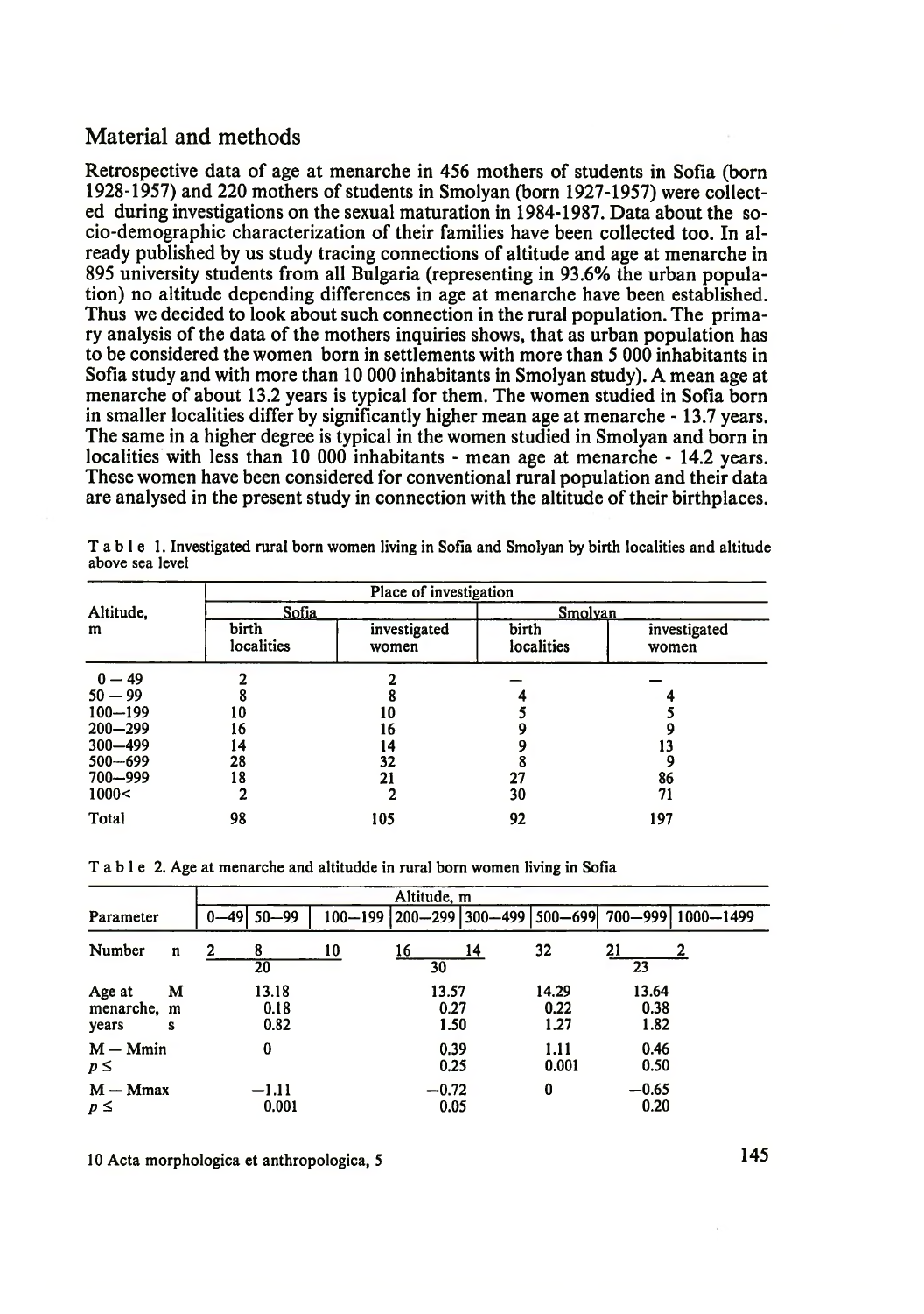## Material and methods

Retrospective data of age at menarche in 456 mothers of students in Sofia (born 1928-1957) and 220 mothers of students in Smolyan (born 1927-1957) were collected during investigations on the sexual maturation in 1984-1987. Data about the socio-demographic characterization of their families have been collected too. In already published by us study tracing connections of altitude and age at menarche in 895 university students from all Bulgaria (representing in 93.6% the urban population) no altitude depending differences in age at menarche have been established. Thus we decided to look about such connection in the rural population. The primary analysis of the data of the mothers inquiries shows, that as urban population has to be considered the women born in settlements with more than 5 000 inhabitants in Sofia study and with more than 10 000 inhabitants in Smolyan study). A mean age at menarche of about 13.2 years is typical for them. The women studied in Sofia born in smaller localities differ by significantly higher mean age at menarche - 13.7 years. The same in a higher degree is typical in the women studied in Smolyan and born in localities with less than 10 000 inhabitants - mean age at menarche - 14.2 years. These women have been considered for conventional rural population and their data are analysed in the present study in connection with the altitude of their birthplaces.

Table 1. Investigated rural born women living in Sofia and Smolyan by birth localities and altitude above sea level

| Altitude, m | Place of investigation | | | |
|---|---|---|---|---|
| | Sofia | | Smolyan | |
| | birth localities | investigated women | birth localities | investigated women |
| 0 – 49 | 2 | 2 | – | – |
| 50 – 99 | 8 | 8 | 4 | 4 |
| 100–199 | 10 | 10 | 5 | 5 |
| 200–299 | 16 | 16 | 9 | 9 |
| 300–499 | 14 | 14 | 9 | 13 |
| 500–699 | 28 | 32 | 8 | 9 |
| 700–999 | 18 | 21 | 27 | 86 |
| 1000< | 2 | 2 | 30 | 71 |
| Total | 98 | 105 | 92 | 197 |

Table 2. Age at menarche and altitudde in rural born women living in Sofia

| Parameter | | Altitude, m | | | | | | | |
|---|---|---|---|---|---|---|---|---|---|
| | | 0–49 | 50–99 | 100–199 | 200–299 | 300–499 | 500–699 | 700–999 | 1000–1499 |
| Number | n | 2 | 8 | 10 | 16 | 14 | 32 | 21 | 2 |
| | | | 20 | | 30 | | | 23 | |
| Age at menarche, years | M | | 13.18 | | 13.57 | | 14.29 | 13.64 | |
| | m | | 0.18 | | 0.27 | | 0.22 | 0.38 | |
| | s | | 0.82 | | 1.50 | | 1.27 | 1.82 | |
| M – Mmin | | | 0 | | 0.39 | | 1.11 | 0.46 | |
| $p \leq$ | | | | | 0.25 | | 0.001 | 0.50 | |
| M – Mmax | | | –1.11 | | –0.72 | | 0 | –0.65 | |
| $p \leq$ | | | 0.001 | | 0.05 | | | 0.20 | |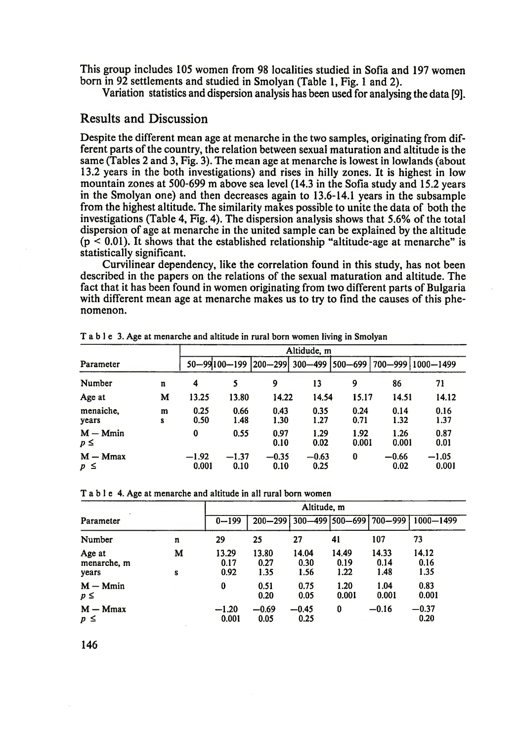This group includes 105 women from 98 localities studied in Sofia and 197 women born in 92 settlements and studied in Smolyan (Table 1, Fig. 1 and 2).

Variation statistics and dispersion analysis has been used for analysing the data [9].

## Results and Discussion

Despite the different mean age at menarche in the two samples, originating from different parts of the country, the relation between sexual maturation and altitude is the same (Tables 2 and 3, Fig. 3). The mean age at menarche is lowest in lowlands (about 13.2 years in the both investigations) and rises in hilly zones. It is highest in low mountain zones at 500-699 m above sea level (14.3 in the Sofia study and 15.2 years in the Smolyan one) and then decreases again to 13.6-14.1 years in the subsample from the highest altitude. The similarity makes possible to unite the data of both the investigations (Table 4, Fig. 4). The dispersion analysis shows that 5.6% of the total dispersion of age at menarche in the united sample can be explained by the altitude ($p < 0.01$). It shows that the established relationship "altitude-age at menarche" is statistically significant.

Curvilinear dependency, like the correlation found in this study, has not been described in the papers on the relations of the sexual maturation and altitude. The fact that it has been found in women originating from two different parts of Bulgaria with different mean age at menarche makes us to try to find the causes of this phenomenon.

Table 3. Age at menarche and altitude in rural born women living in Smolyan

| Parameter | | Altidude, m | | | | | | |
|---|---|---|---|---|---|---|---|---|
| | | 50—99 | 100—199 | 200—299 | 300—499 | 500—699 | 700—999 | 1000—1499 |
| Number | n | 4 | 5 | 9 | 13 | 9 | 86 | 71 |
| Age at | M | 13.25 | 13.80 | 14.22 | 14.54 | 15.17 | 14.51 | 14.12 |
| menaiche, | m | 0.25 | 0.66 | 0.43 | 0.35 | 0.24 | 0.14 | 0.16 |
| years | s | 0.50 | 1.48 | 1.30 | 1.27 | 0.71 | 1.32 | 1.37 |
| M — Mmin | | 0 | 0.55 | 0.97 | 1.29 | 1.92 | 1.26 | 0.87 |
| $p \leq$ | | | | 0.10 | 0.02 | 0.001 | 0.001 | 0.01 |
| M — Mmax | | −1.92 | −1.37 | −0.35 | −0.63 | 0 | −0.66 | −1.05 |
| $p \leq$ | | 0.001 | 0.10 | 0.10 | 0.25 | | 0.02 | 0.001 |

Table 4. Age at menarche and altitude in all rural born women

| Parameter | | Altitude, m | | | | | |
|---|---|---|---|---|---|---|---|
| | | 0—199 | 200—299 | 300—499 | 500—699 | 700—999 | 1000—1499 |
| Number | n | 29 | 25 | 27 | 41 | 107 | 73 |
| Age at | M | 13.29 | 13.80 | 14.04 | 14.49 | 14.33 | 14.12 |
| menarche, | m | 0.17 | 0.27 | 0.30 | 0.19 | 0.14 | 0.16 |
| years | s | 0.92 | 1.35 | 1.56 | 1.22 | 1.48 | 1.35 |
| M — Mmin | | 0 | 0.51 | 0.75 | 1.20 | 1.04 | 0.83 |
| $p \leq$ | | | 0.20 | 0.05 | 0.001 | 0.001 | 0.001 |
| M — Mmax | | −1.20 | −0.69 | −0.45 | 0 | −0.16 | −0.37 |
| $p \leq$ | | 0.001 | 0.05 | 0.25 | | | 0.20 |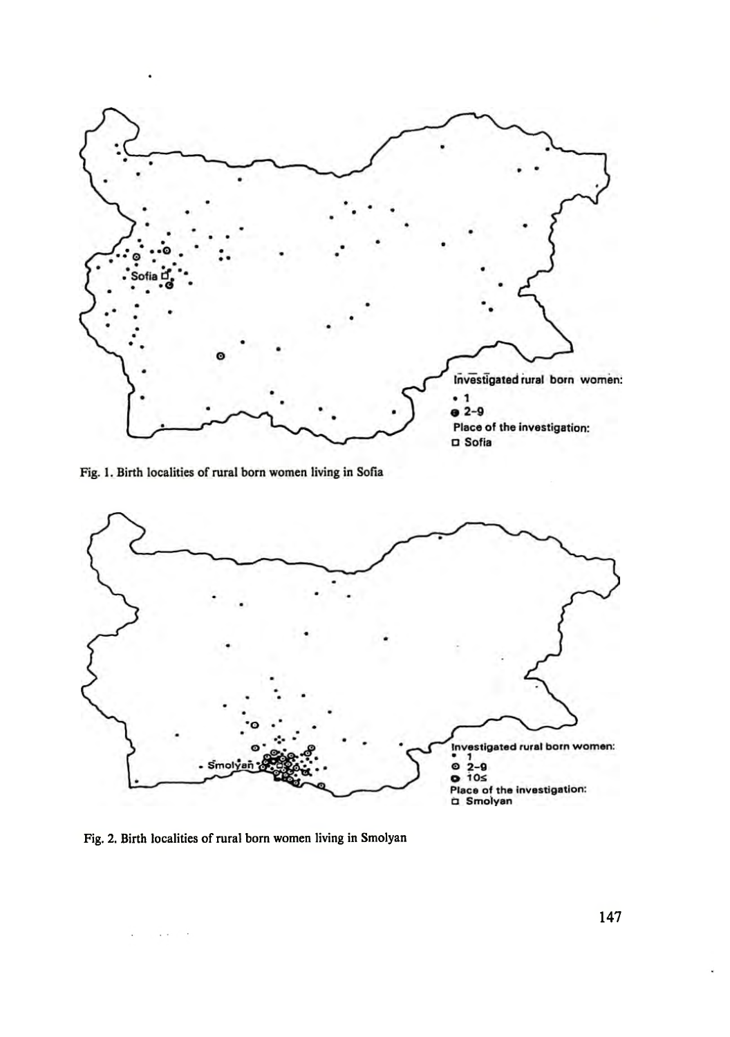Fig. 1. Birth localities of rural born women living in Sofia

Fig. 2. Birth localities of rural born women living in Smolyan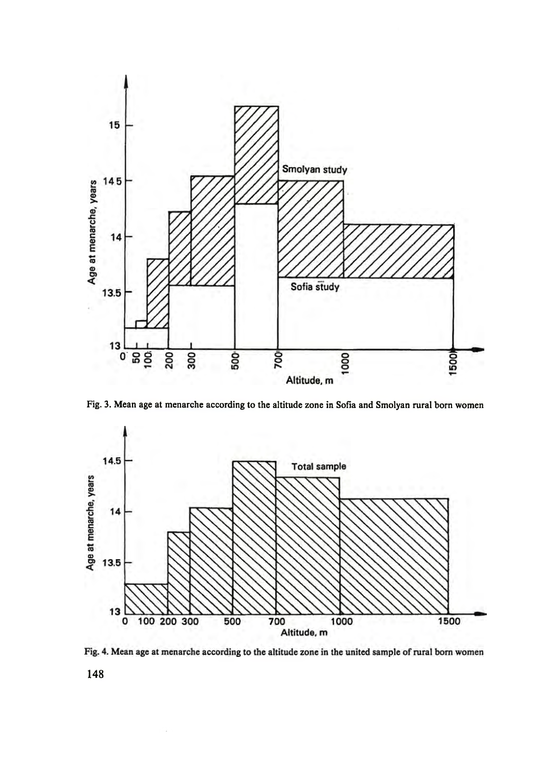Fig. 3. Mean age at menarche according to the altitude zone in Sofia and Smolyan rural born women

Fig. 4. Mean age at menarche according to the altitude zone in the united sample of rural born women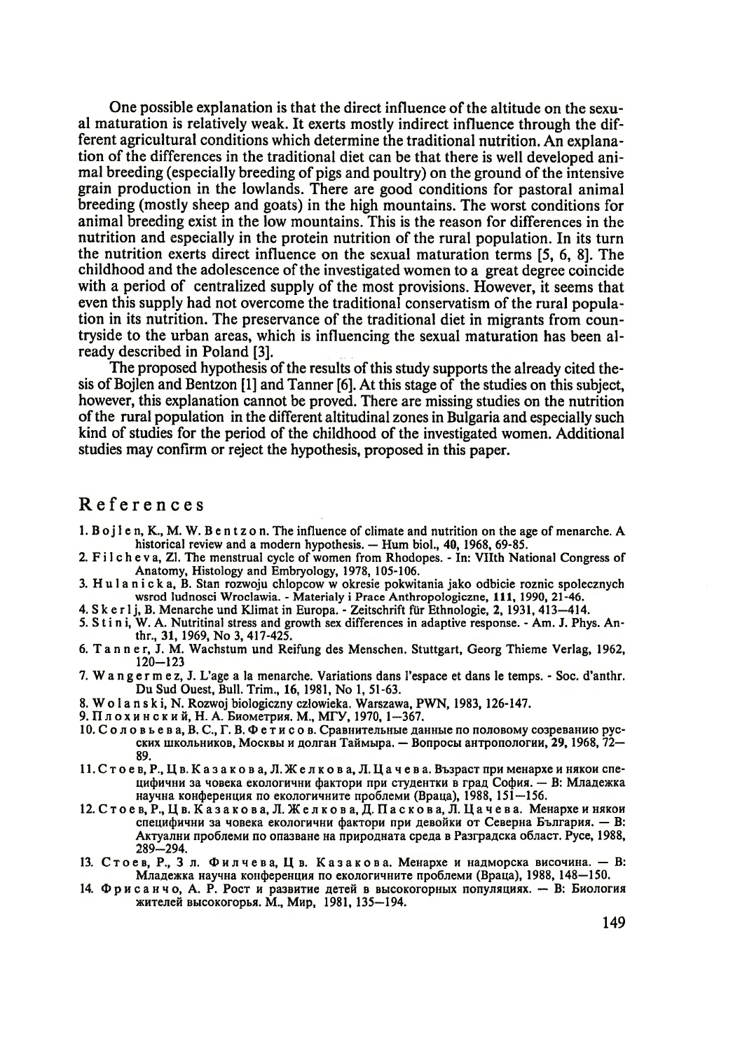One possible explanation is that the direct influence of the altitude on the sexual maturation is relatively weak. It exerts mostly indirect influence through the different agricultural conditions which determine the traditional nutrition. An explanation of the differences in the traditional diet can be that there is well developed animal breeding (especially breeding of pigs and poultry) on the ground of the intensive grain production in the lowlands. There are good conditions for pastoral animal breeding (mostly sheep and goats) in the high mountains. The worst conditions for animal breeding exist in the low mountains. This is the reason for differences in the nutrition and especially in the protein nutrition of the rural population. In its turn the nutrition exerts direct influence on the sexual maturation terms [5, 6, 8]. The childhood and the adolescence of the investigated women to a great degree coincide with a period of centralized supply of the most provisions. However, it seems that even this supply had not overcome the traditional conservatism of the rural population in its nutrition. The preservance of the traditional diet in migrants from countryside to the urban areas, which is influencing the sexual maturation has been already described in Poland [3].

The proposed hypothesis of the results of this study supports the already cited thesis of Bojlen and Bentzon [1] and Tanner [6]. At this stage of the studies on this subject, however, this explanation cannot be proved. There are missing studies on the nutrition of the rural population in the different altitudinal zones in Bulgaria and especially such kind of studies for the period of the childhood of the investigated women. Additional studies may confirm or reject the hypothesis, proposed in this paper.

## References

1. Bojlen, K., M. W. Bentzon. The influence of climate and nutrition on the age of menarche. A historical review and a modern hypothesis. — Hum biol., 40, 1968, 69-85.
2. Filcheva, Zl. The menstrual cycle of women from Rhodopes. - In: VIIth National Congress of Anatomy, Histology and Embryology, 1978, 105-106.
3. Hulanicka, B. Stan rozwoju chlopcow w okresie pokwitania jako odbicie roznic spolecznych wsrod ludnosci Wroclawia. - Materialy i Prace Anthropologiczne, 111, 1990, 21-46.
4. Skerlj, B. Menarche und Klimat in Europa. - Zeitschrift für Ethnologie, 2, 1931, 413—414.
5. Stini, W. A. Nutritinal stress and growth sex differences in adaptive response. - Am. J. Phys. Anthr., 31, 1969, No 3, 417-425.
6. Tanner, J. M. Wachstum und Reifung des Menschen. Stuttgart, Georg Thieme Verlag, 1962, 120—123
7. Wangermez, J. L'age a la menarche. Variations dans l'espace et dans le temps. - Soc. d'anthr. Du Sud Ouest, Bull. Trim., 16, 1981, No 1, 51-63.
8. Wolanski, N. Rozwoj biologiczny człowieka. Warszawa, PWN, 1983, 126-147.
9. Плохинский, Н. А. Биометрия. М., МГУ, 1970, 1—367.
10. Соловьева, В. С., Г. В. Фетисов. Сравнительные данные по половому созреванию русских школьников, Москвы и долган Таймыра. — Вопросы антропологии, 29, 1968, 72—89.
11. Стоев, Р., Цв. Казакова, Л. Желкова, Л. Цачева. Възраст при менархе и някои специфични за човека екологични фактори при студентки в град София. — В: Младежка научна конференция по екологичните проблеми (Враца), 1988, 151—156.
12. Стоев, Р., Цв. Казакова, Л. Желкова, Д. Паскова, Л. Цачева. Менархе и някои специфични за човека екологични фактори при девойки от Северна България. — В: Актуални проблеми по опазване на природната среда в Разградска област. Русе, 1988, 289—294.
13. Стоев, Р., Зл. Филчева, Цв. Казакова. Менархе и надморска височина. — В: Младежка научна конференция по екологичните проблеми (Враца), 1988, 148—150.
14. Фрисанчо, А. Р. Рост и развитие детей в высокогорных популяциях. — В: Биология жителей высокогорья. М., Мир, 1981, 135—194.